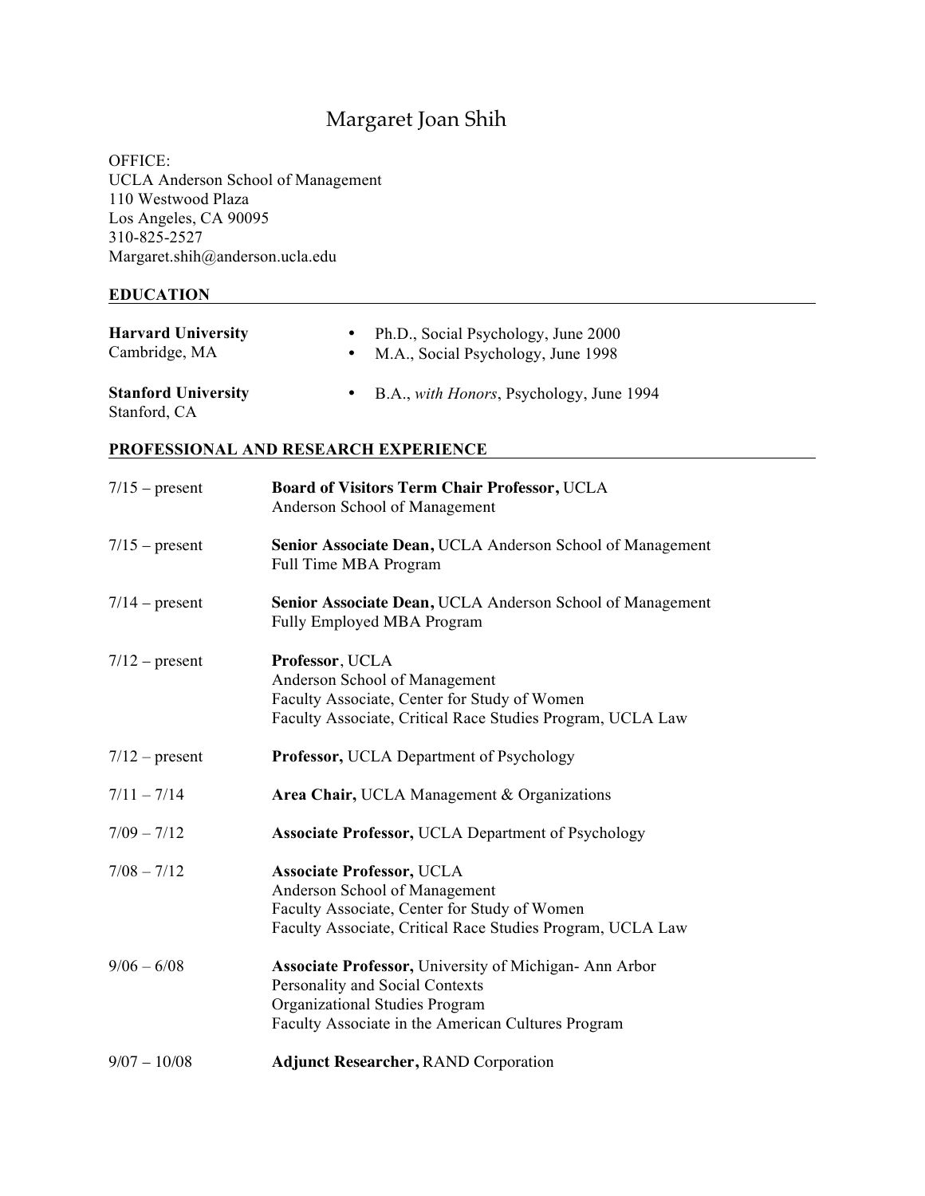# Margaret Joan Shih

OFFICE:
UCLA Anderson School of Management
110 Westwood Plaza
Los Angeles, CA 90095
310-825-2527
Margaret.shih@anderson.ucla.edu

## EDUCATION

**Harvard University**
Cambridge, MA

- Ph.D., Social Psychology, June 2000
- M.A., Social Psychology, June 1998

**Stanford University**
Stanford, CA

- B.A., *with Honors*, Psychology, June 1994

## PROFESSIONAL AND RESEARCH EXPERIENCE

| | |
|---|---|
| 7/15 – present | **Board of Visitors Term Chair Professor,** UCLA<br>Anderson School of Management |
| 7/15 – present | **Senior Associate Dean,** UCLA Anderson School of Management<br>Full Time MBA Program |
| 7/14 – present | **Senior Associate Dean,** UCLA Anderson School of Management<br>Fully Employed MBA Program |
| 7/12 – present | **Professor**, UCLA<br>Anderson School of Management<br>Faculty Associate, Center for Study of Women<br>Faculty Associate, Critical Race Studies Program, UCLA Law |
| 7/12 – present | **Professor,** UCLA Department of Psychology |
| 7/11 – 7/14 | **Area Chair,** UCLA Management & Organizations |
| 7/09 – 7/12 | **Associate Professor,** UCLA Department of Psychology |
| 7/08 – 7/12 | **Associate Professor,** UCLA<br>Anderson School of Management<br>Faculty Associate, Center for Study of Women<br>Faculty Associate, Critical Race Studies Program, UCLA Law |
| 9/06 – 6/08 | **Associate Professor,** University of Michigan- Ann Arbor<br>Personality and Social Contexts<br>Organizational Studies Program<br>Faculty Associate in the American Cultures Program |
| 9/07 – 10/08 | **Adjunct Researcher,** RAND Corporation |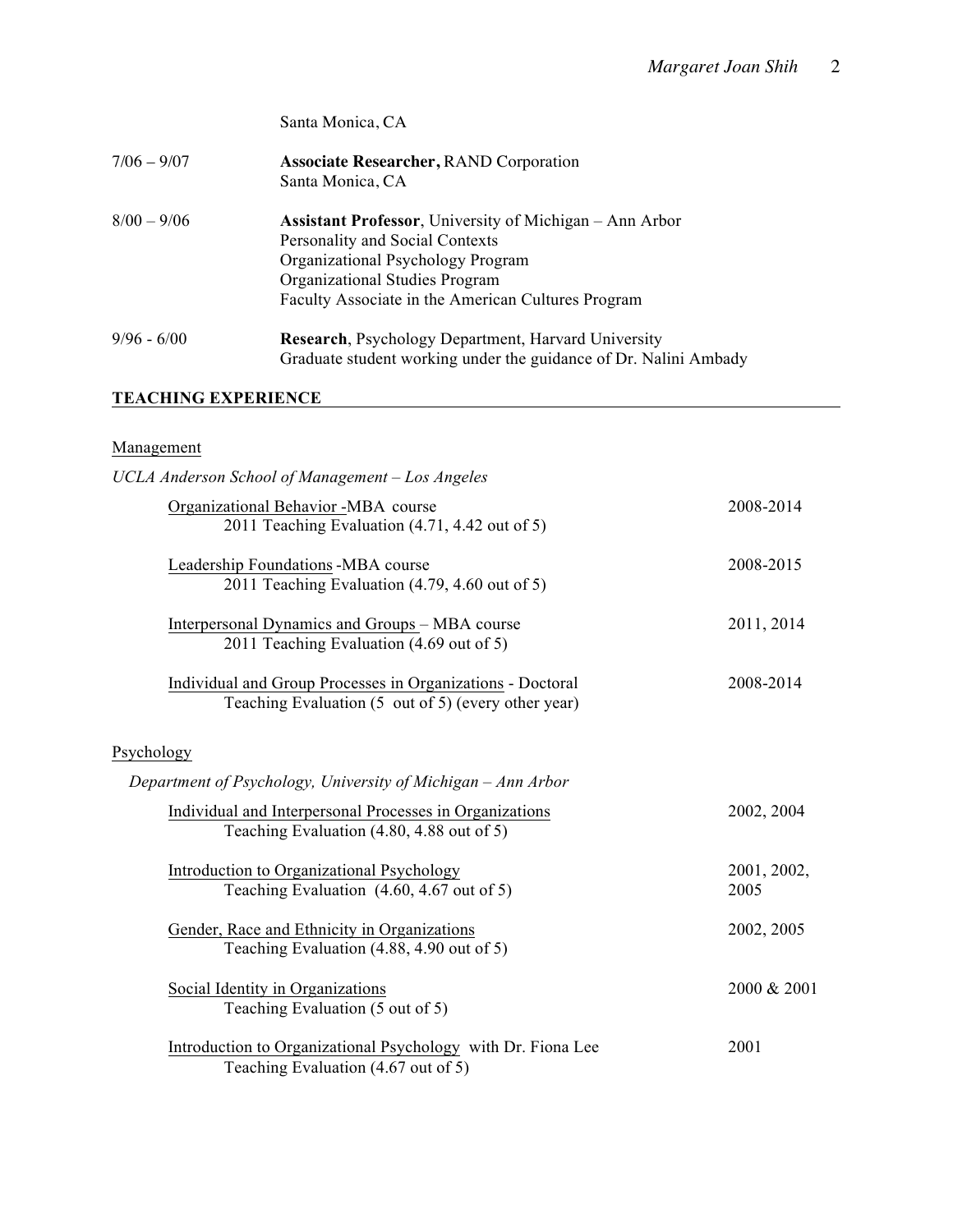Santa Monica, CA

7/06 – 9/07 **Associate Researcher,** RAND Corporation
Santa Monica, CA

8/00 – 9/06 **Assistant Professor**, University of Michigan – Ann Arbor
Personality and Social Contexts
Organizational Psychology Program
Organizational Studies Program
Faculty Associate in the American Cultures Program

9/96 - 6/00 **Research**, Psychology Department, Harvard University
Graduate student working under the guidance of Dr. Nalini Ambady

## TEACHING EXPERIENCE

### Management

*UCLA Anderson School of Management – Los Angeles*

Organizational Behavior -MBA course — 2008-2014
2011 Teaching Evaluation (4.71, 4.42 out of 5)

Leadership Foundations -MBA course — 2008-2015
2011 Teaching Evaluation (4.79, 4.60 out of 5)

Interpersonal Dynamics and Groups – MBA course — 2011, 2014
2011 Teaching Evaluation (4.69 out of 5)

Individual and Group Processes in Organizations - Doctoral — 2008-2014
Teaching Evaluation (5 out of 5) (every other year)

### Psychology

*Department of Psychology, University of Michigan – Ann Arbor*

Individual and Interpersonal Processes in Organizations — 2002, 2004
Teaching Evaluation (4.80, 4.88 out of 5)

Introduction to Organizational Psychology — 2001, 2002, 2005
Teaching Evaluation (4.60, 4.67 out of 5)

Gender, Race and Ethnicity in Organizations — 2002, 2005
Teaching Evaluation (4.88, 4.90 out of 5)

Social Identity in Organizations — 2000 & 2001
Teaching Evaluation (5 out of 5)

Introduction to Organizational Psychology with Dr. Fiona Lee — 2001
Teaching Evaluation (4.67 out of 5)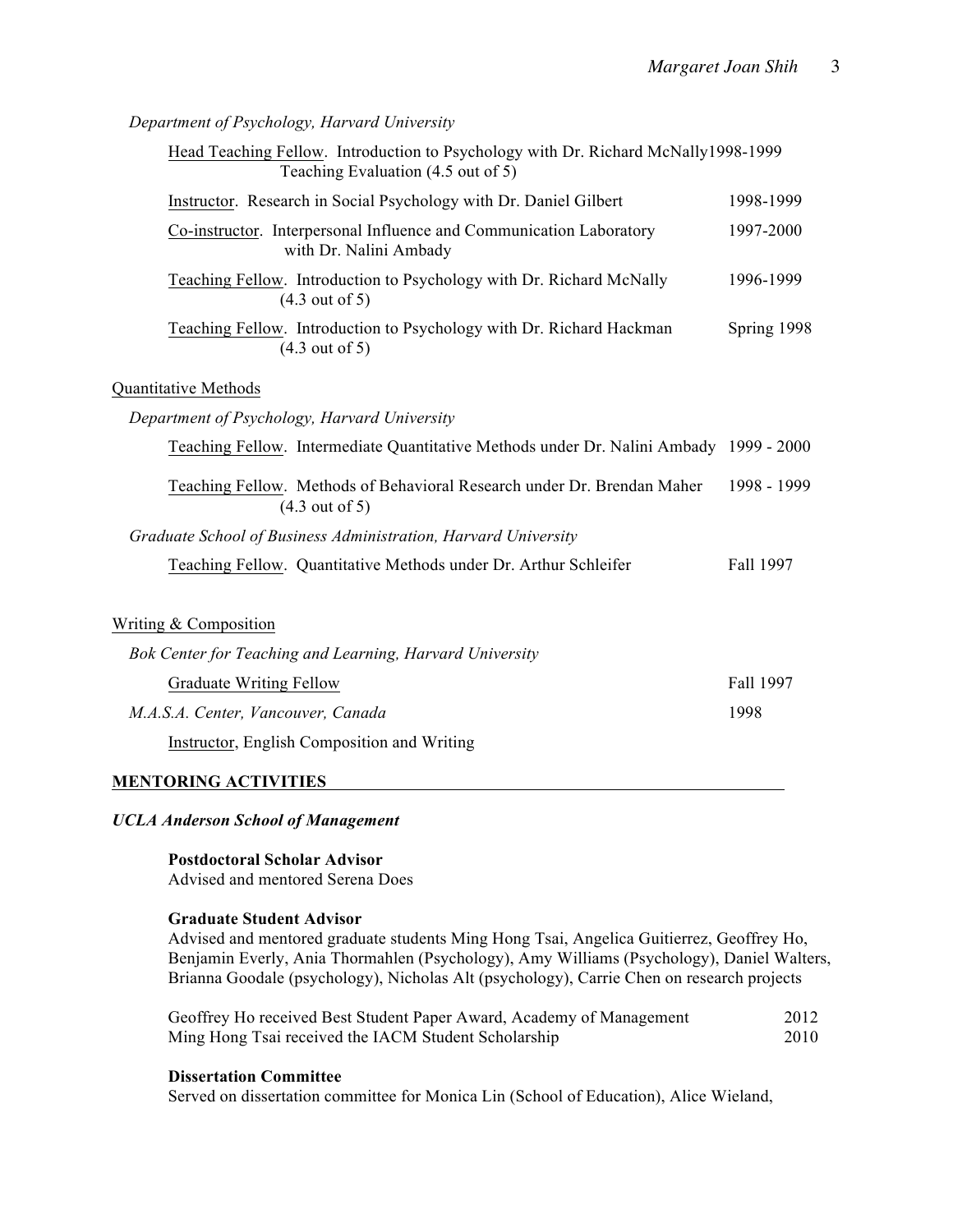*Department of Psychology, Harvard University*

<u>Head Teaching Fellow</u>. Introduction to Psychology with Dr. Richard McNally 1998-1999
Teaching Evaluation (4.5 out of 5)

<u>Instructor</u>. Research in Social Psychology with Dr. Daniel Gilbert 1998-1999

<u>Co-instructor</u>. Interpersonal Influence and Communication Laboratory with Dr. Nalini Ambady 1997-2000

<u>Teaching Fellow</u>. Introduction to Psychology with Dr. Richard McNally (4.3 out of 5) 1996-1999

<u>Teaching Fellow</u>. Introduction to Psychology with Dr. Richard Hackman (4.3 out of 5) Spring 1998

<u>Quantitative Methods</u>

*Department of Psychology, Harvard University*

<u>Teaching Fellow</u>. Intermediate Quantitative Methods under Dr. Nalini Ambady 1999 - 2000

<u>Teaching Fellow</u>. Methods of Behavioral Research under Dr. Brendan Maher (4.3 out of 5) 1998 - 1999

*Graduate School of Business Administration, Harvard University*

<u>Teaching Fellow</u>. Quantitative Methods under Dr. Arthur Schleifer Fall 1997

<u>Writing & Composition</u>

*Bok Center for Teaching and Learning, Harvard University*

<u>Graduate Writing Fellow</u> Fall 1997

*M.A.S.A. Center, Vancouver, Canada* 1998

<u>Instructor</u>, English Composition and Writing

## MENTORING ACTIVITIES

***UCLA Anderson School of Management***

**Postdoctoral Scholar Advisor**
Advised and mentored Serena Does

**Graduate Student Advisor**
Advised and mentored graduate students Ming Hong Tsai, Angelica Guitierrez, Geoffrey Ho, Benjamin Everly, Ania Thormahlen (Psychology), Amy Williams (Psychology), Daniel Walters, Brianna Goodale (psychology), Nicholas Alt (psychology), Carrie Chen on research projects

Geoffrey Ho received Best Student Paper Award, Academy of Management 2012
Ming Hong Tsai received the IACM Student Scholarship 2010

**Dissertation Committee**
Served on dissertation committee for Monica Lin (School of Education), Alice Wieland,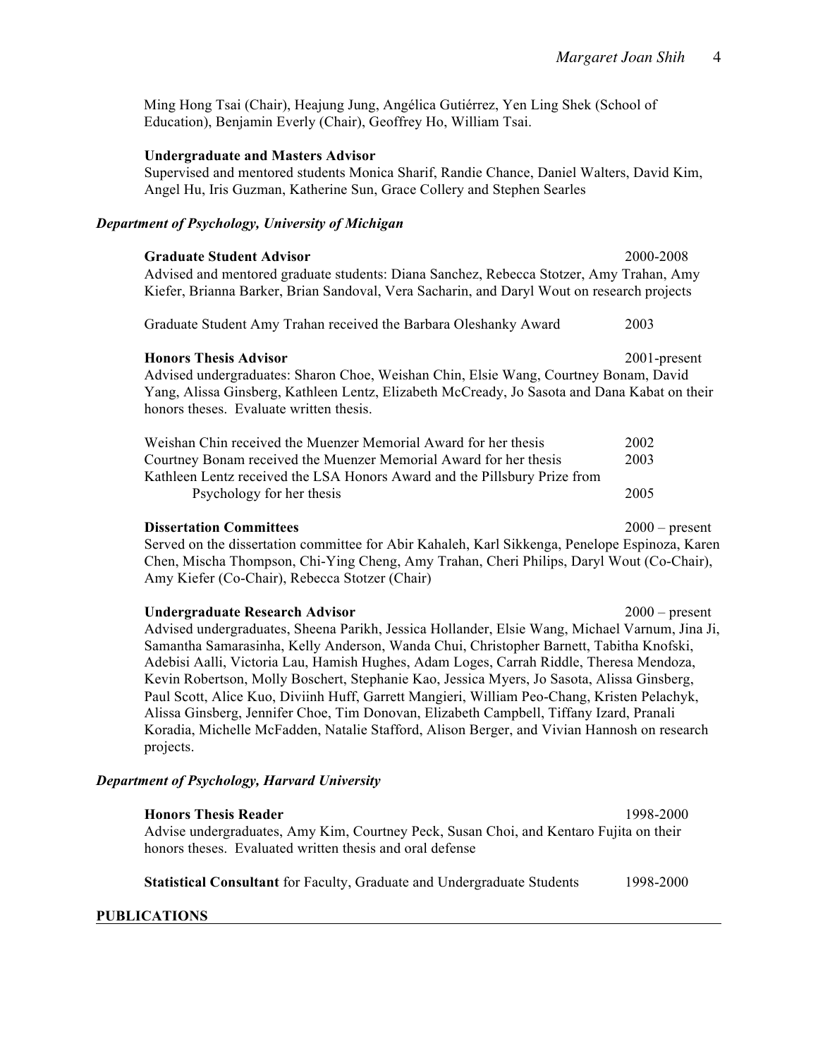Ming Hong Tsai (Chair), Heajung Jung, Angélica Gutiérrez, Yen Ling Shek (School of Education), Benjamin Everly (Chair), Geoffrey Ho, William Tsai.

**Undergraduate and Masters Advisor**
Supervised and mentored students Monica Sharif, Randie Chance, Daniel Walters, David Kim, Angel Hu, Iris Guzman, Katherine Sun, Grace Collery and Stephen Searles

***Department of Psychology, University of Michigan***

**Graduate Student Advisor** 2000-2008
Advised and mentored graduate students: Diana Sanchez, Rebecca Stotzer, Amy Trahan, Amy Kiefer, Brianna Barker, Brian Sandoval, Vera Sacharin, and Daryl Wout on research projects

Graduate Student Amy Trahan received the Barbara Oleshanky Award 2003

**Honors Thesis Advisor** 2001-present
Advised undergraduates: Sharon Choe, Weishan Chin, Elsie Wang, Courtney Bonam, David Yang, Alissa Ginsberg, Kathleen Lentz, Elizabeth McCready, Jo Sasota and Dana Kabat on their honors theses. Evaluate written thesis.

Weishan Chin received the Muenzer Memorial Award for her thesis 2002
Courtney Bonam received the Muenzer Memorial Award for her thesis 2003
Kathleen Lentz received the LSA Honors Award and the Pillsbury Prize from Psychology for her thesis 2005

**Dissertation Committees** 2000 – present
Served on the dissertation committee for Abir Kahaleh, Karl Sikkenga, Penelope Espinoza, Karen Chen, Mischa Thompson, Chi-Ying Cheng, Amy Trahan, Cheri Philips, Daryl Wout (Co-Chair), Amy Kiefer (Co-Chair), Rebecca Stotzer (Chair)

**Undergraduate Research Advisor** 2000 – present
Advised undergraduates, Sheena Parikh, Jessica Hollander, Elsie Wang, Michael Varnum, Jina Ji, Samantha Samarasinha, Kelly Anderson, Wanda Chui, Christopher Barnett, Tabitha Knofski, Adebisi Aalli, Victoria Lau, Hamish Hughes, Adam Loges, Carrah Riddle, Theresa Mendoza, Kevin Robertson, Molly Boschert, Stephanie Kao, Jessica Myers, Jo Sasota, Alissa Ginsberg, Paul Scott, Alice Kuo, Diviinh Huff, Garrett Mangieri, William Peo-Chang, Kristen Pelachyk, Alissa Ginsberg, Jennifer Choe, Tim Donovan, Elizabeth Campbell, Tiffany Izard, Pranali Koradia, Michelle McFadden, Natalie Stafford, Alison Berger, and Vivian Hannosh on research projects.

***Department of Psychology, Harvard University***

**Honors Thesis Reader** 1998-2000
Advise undergraduates, Amy Kim, Courtney Peck, Susan Choi, and Kentaro Fujita on their honors theses. Evaluated written thesis and oral defense

**Statistical Consultant** for Faculty, Graduate and Undergraduate Students 1998-2000

## PUBLICATIONS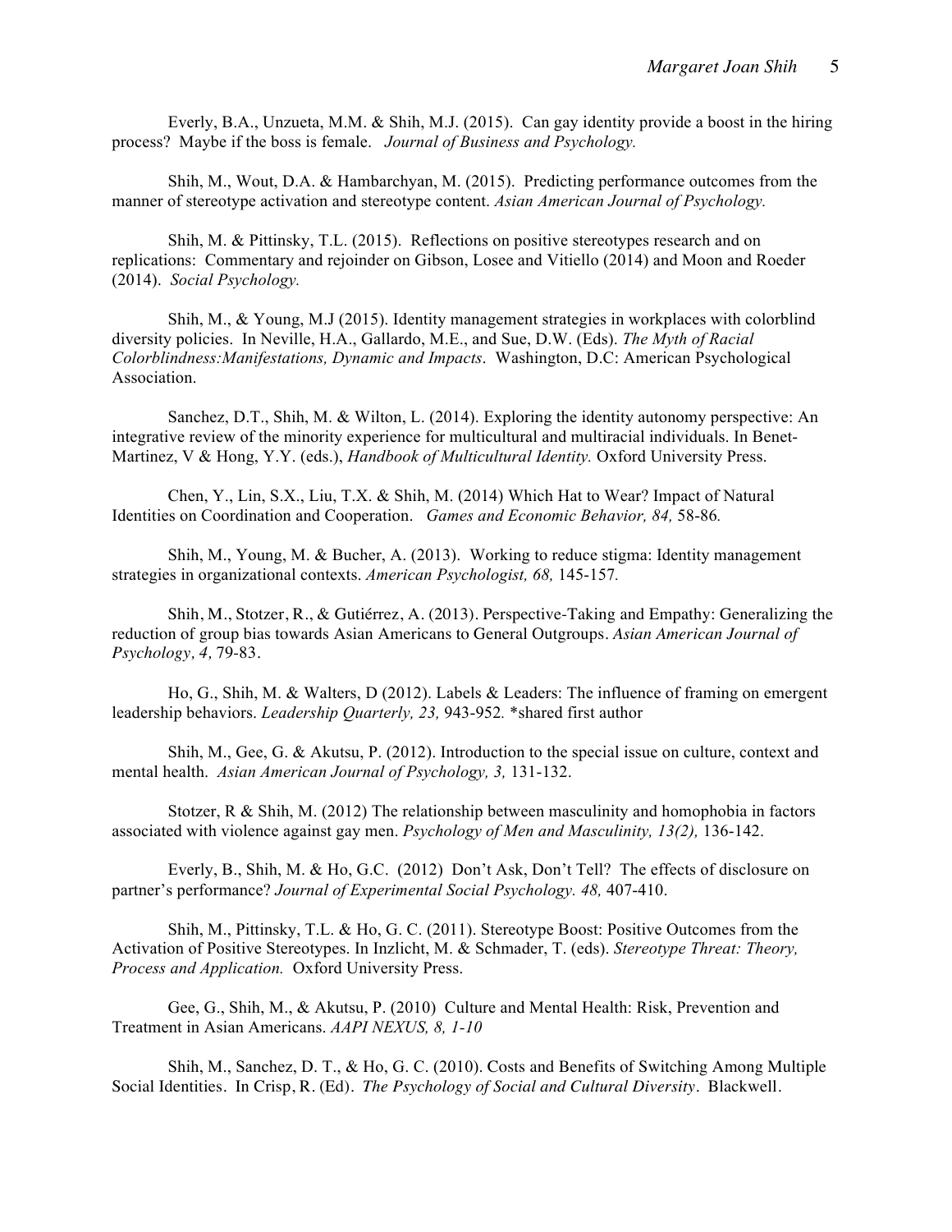Everly, B.A., Unzueta, M.M. & Shih, M.J. (2015). Can gay identity provide a boost in the hiring process? Maybe if the boss is female. *Journal of Business and Psychology.*

Shih, M., Wout, D.A. & Hambarchyan, M. (2015). Predicting performance outcomes from the manner of stereotype activation and stereotype content. *Asian American Journal of Psychology.*

Shih, M. & Pittinsky, T.L. (2015). Reflections on positive stereotypes research and on replications: Commentary and rejoinder on Gibson, Losee and Vitiello (2014) and Moon and Roeder (2014). *Social Psychology.*

Shih, M., & Young, M.J (2015). Identity management strategies in workplaces with colorblind diversity policies. In Neville, H.A., Gallardo, M.E., and Sue, D.W. (Eds). *The Myth of Racial Colorblindness:Manifestations, Dynamic and Impacts*. Washington, D.C: American Psychological Association.

Sanchez, D.T., Shih, M. & Wilton, L. (2014). Exploring the identity autonomy perspective: An integrative review of the minority experience for multicultural and multiracial individuals. In Benet-Martinez, V & Hong, Y.Y. (eds.), *Handbook of Multicultural Identity.* Oxford University Press.

Chen, Y., Lin, S.X., Liu, T.X. & Shih, M. (2014) Which Hat to Wear? Impact of Natural Identities on Coordination and Cooperation. *Games and Economic Behavior, 84,* 58-86.

Shih, M., Young, M. & Bucher, A. (2013). Working to reduce stigma: Identity management strategies in organizational contexts. *American Psychologist, 68,* 145-157.

Shih, M., Stotzer, R., & Gutiérrez, A. (2013). Perspective-Taking and Empathy: Generalizing the reduction of group bias towards Asian Americans to General Outgroups. *Asian American Journal of Psychology, 4,* 79-83.

Ho, G., Shih, M. & Walters, D (2012). Labels & Leaders: The influence of framing on emergent leadership behaviors. *Leadership Quarterly, 23,* 943-952. *shared first author

Shih, M., Gee, G. & Akutsu, P. (2012). Introduction to the special issue on culture, context and mental health. *Asian American Journal of Psychology, 3,* 131-132.

Stotzer, R & Shih, M. (2012) The relationship between masculinity and homophobia in factors associated with violence against gay men. *Psychology of Men and Masculinity, 13(2),* 136-142.

Everly, B., Shih, M. & Ho, G.C. (2012) Don't Ask, Don't Tell? The effects of disclosure on partner's performance? *Journal of Experimental Social Psychology. 48,* 407-410.

Shih, M., Pittinsky, T.L. & Ho, G. C. (2011). Stereotype Boost: Positive Outcomes from the Activation of Positive Stereotypes. In Inzlicht, M. & Schmader, T. (eds). *Stereotype Threat: Theory, Process and Application.* Oxford University Press.

Gee, G., Shih, M., & Akutsu, P. (2010) Culture and Mental Health: Risk, Prevention and Treatment in Asian Americans. *AAPI NEXUS, 8, 1-10*

Shih, M., Sanchez, D. T., & Ho, G. C. (2010). Costs and Benefits of Switching Among Multiple Social Identities. In Crisp, R. (Ed). *The Psychology of Social and Cultural Diversity*. Blackwell.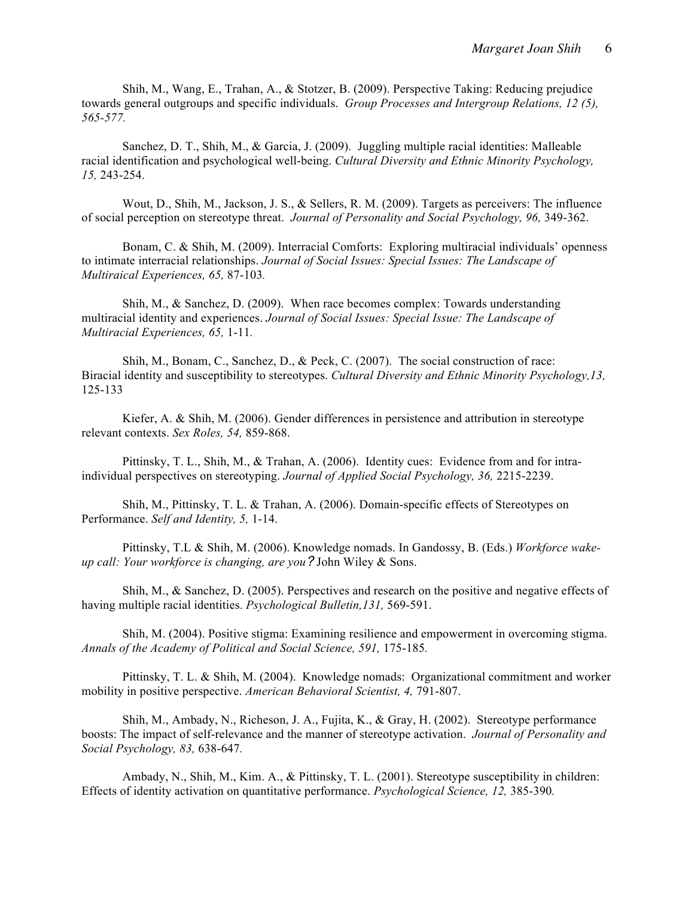Shih, M., Wang, E., Trahan, A., & Stotzer, B. (2009). Perspective Taking: Reducing prejudice towards general outgroups and specific individuals. *Group Processes and Intergroup Relations, 12 (5), 565-577.*

Sanchez, D. T., Shih, M., & Garcia, J. (2009). Juggling multiple racial identities: Malleable racial identification and psychological well-being. *Cultural Diversity and Ethnic Minority Psychology, 15,* 243-254.

Wout, D., Shih, M., Jackson, J. S., & Sellers, R. M. (2009). Targets as perceivers: The influence of social perception on stereotype threat. *Journal of Personality and Social Psychology, 96,* 349-362.

Bonam, C. & Shih, M. (2009). Interracial Comforts: Exploring multiracial individuals' openness to intimate interracial relationships. *Journal of Social Issues: Special Issues: The Landscape of Multiraical Experiences, 65,* 87-103.

Shih, M., & Sanchez, D. (2009). When race becomes complex: Towards understanding multiracial identity and experiences. *Journal of Social Issues: Special Issue: The Landscape of Multiracial Experiences, 65,* 1-11.

Shih, M., Bonam, C., Sanchez, D., & Peck, C. (2007). The social construction of race: Biracial identity and susceptibility to stereotypes. *Cultural Diversity and Ethnic Minority Psychology,13,* 125-133

Kiefer, A. & Shih, M. (2006). Gender differences in persistence and attribution in stereotype relevant contexts. *Sex Roles, 54,* 859-868.

Pittinsky, T. L., Shih, M., & Trahan, A. (2006). Identity cues: Evidence from and for intra-individual perspectives on stereotyping. *Journal of Applied Social Psychology, 36,* 2215-2239.

Shih, M., Pittinsky, T. L. & Trahan, A. (2006). Domain-specific effects of Stereotypes on Performance. *Self and Identity, 5,* 1-14.

Pittinsky, T.L & Shih, M. (2006). Knowledge nomads. In Gandossy, B. (Eds.) *Workforce wake-up call: Your workforce is changing, are you?* John Wiley & Sons.

Shih, M., & Sanchez, D. (2005). Perspectives and research on the positive and negative effects of having multiple racial identities. *Psychological Bulletin,131,* 569-591.

Shih, M. (2004). Positive stigma: Examining resilience and empowerment in overcoming stigma. *Annals of the Academy of Political and Social Science, 591,* 175-185.

Pittinsky, T. L. & Shih, M. (2004). Knowledge nomads: Organizational commitment and worker mobility in positive perspective. *American Behavioral Scientist, 4,* 791-807.

Shih, M., Ambady, N., Richeson, J. A., Fujita, K., & Gray, H. (2002). Stereotype performance boosts: The impact of self-relevance and the manner of stereotype activation. *Journal of Personality and Social Psychology, 83,* 638-647.

Ambady, N., Shih, M., Kim. A., & Pittinsky, T. L. (2001). Stereotype susceptibility in children: Effects of identity activation on quantitative performance. *Psychological Science, 12,* 385-390.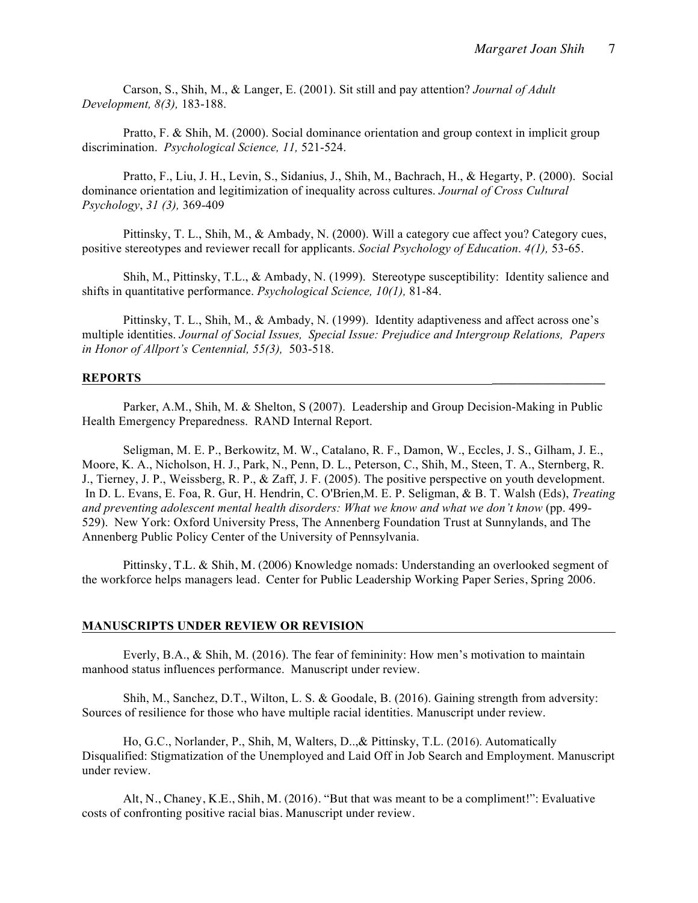Carson, S., Shih, M., & Langer, E. (2001). Sit still and pay attention? *Journal of Adult Development, 8(3),* 183-188.

Pratto, F. & Shih, M. (2000). Social dominance orientation and group context in implicit group discrimination. *Psychological Science, 11,* 521-524.

Pratto, F., Liu, J. H., Levin, S., Sidanius, J., Shih, M., Bachrach, H., & Hegarty, P. (2000). Social dominance orientation and legitimization of inequality across cultures. *Journal of Cross Cultural Psychology*, *31 (3),* 369-409

Pittinsky, T. L., Shih, M., & Ambady, N. (2000). Will a category cue affect you? Category cues, positive stereotypes and reviewer recall for applicants. *Social Psychology of Education*. *4(1),* 53-65.

Shih, M., Pittinsky, T.L., & Ambady, N. (1999). Stereotype susceptibility: Identity salience and shifts in quantitative performance. *Psychological Science, 10(1),* 81-84.

Pittinsky, T. L., Shih, M., & Ambady, N. (1999). Identity adaptiveness and affect across one's multiple identities. *Journal of Social Issues, Special Issue: Prejudice and Intergroup Relations, Papers in Honor of Allport's Centennial, 55(3),* 503-518.

## REPORTS

Parker, A.M., Shih, M. & Shelton, S (2007). Leadership and Group Decision-Making in Public Health Emergency Preparedness. RAND Internal Report.

Seligman, M. E. P., Berkowitz, M. W., Catalano, R. F., Damon, W., Eccles, J. S., Gilham, J. E., Moore, K. A., Nicholson, H. J., Park, N., Penn, D. L., Peterson, C., Shih, M., Steen, T. A., Sternberg, R. J., Tierney, J. P., Weissberg, R. P., & Zaff, J. F. (2005). The positive perspective on youth development. In D. L. Evans, E. Foa, R. Gur, H. Hendrin, C. O'Brien,M. E. P. Seligman, & B. T. Walsh (Eds), *Treating and preventing adolescent mental health disorders: What we know and what we don't know* (pp. 499-529). New York: Oxford University Press, The Annenberg Foundation Trust at Sunnylands, and The Annenberg Public Policy Center of the University of Pennsylvania.

Pittinsky, T.L. & Shih, M. (2006) Knowledge nomads: Understanding an overlooked segment of the workforce helps managers lead. Center for Public Leadership Working Paper Series, Spring 2006.

## MANUSCRIPTS UNDER REVIEW OR REVISION

Everly, B.A., & Shih, M. (2016). The fear of femininity: How men's motivation to maintain manhood status influences performance. Manuscript under review.

Shih, M., Sanchez, D.T., Wilton, L. S. & Goodale, B. (2016). Gaining strength from adversity: Sources of resilience for those who have multiple racial identities. Manuscript under review.

Ho, G.C., Norlander, P., Shih, M, Walters, D..,& Pittinsky, T.L. (2016). Automatically Disqualified: Stigmatization of the Unemployed and Laid Off in Job Search and Employment. Manuscript under review.

Alt, N., Chaney, K.E., Shih, M. (2016). "But that was meant to be a compliment!": Evaluative costs of confronting positive racial bias. Manuscript under review.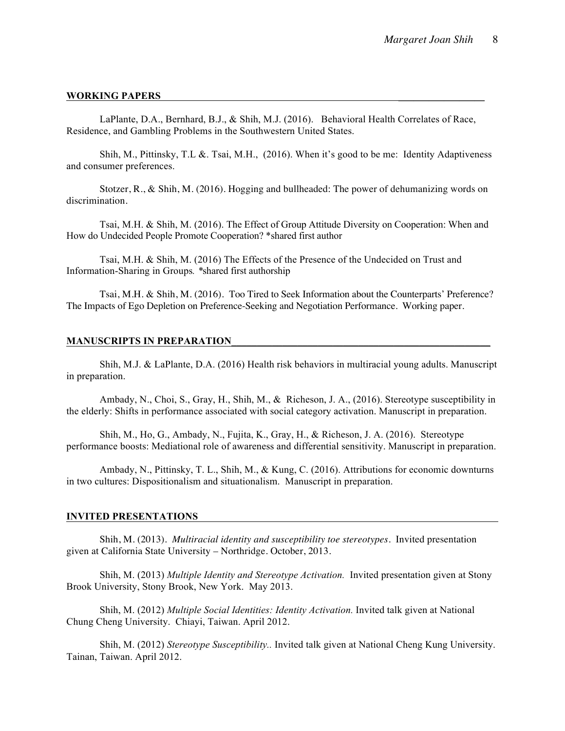## WORKING PAPERS

LaPlante, D.A., Bernhard, B.J., & Shih, M.J. (2016). Behavioral Health Correlates of Race, Residence, and Gambling Problems in the Southwestern United States.

Shih, M., Pittinsky, T.L &. Tsai, M.H., (2016). When it's good to be me: Identity Adaptiveness and consumer preferences.

Stotzer, R., & Shih, M. (2016). Hogging and bullheaded: The power of dehumanizing words on discrimination.

Tsai, M.H. & Shih, M. (2016). The Effect of Group Attitude Diversity on Cooperation: When and How do Undecided People Promote Cooperation? *shared first author

Tsai, M.H. & Shih, M. (2016) The Effects of the Presence of the Undecided on Trust and Information-Sharing in Groups. *shared first authorship

Tsai, M.H. & Shih, M. (2016). Too Tired to Seek Information about the Counterparts' Preference? The Impacts of Ego Depletion on Preference-Seeking and Negotiation Performance. Working paper.

## MANUSCRIPTS IN PREPARATION

Shih, M.J. & LaPlante, D.A. (2016) Health risk behaviors in multiracial young adults. Manuscript in preparation.

Ambady, N., Choi, S., Gray, H., Shih, M., & Richeson, J. A., (2016). Stereotype susceptibility in the elderly: Shifts in performance associated with social category activation. Manuscript in preparation.

Shih, M., Ho, G., Ambady, N., Fujita, K., Gray, H., & Richeson, J. A. (2016). Stereotype performance boosts: Mediational role of awareness and differential sensitivity. Manuscript in preparation.

Ambady, N., Pittinsky, T. L., Shih, M., & Kung, C. (2016). Attributions for economic downturns in two cultures: Dispositionalism and situationalism. Manuscript in preparation.

## INVITED PRESENTATIONS

Shih, M. (2013). *Multiracial identity and susceptibility toe stereotypes*. Invited presentation given at California State University – Northridge. October, 2013.

Shih, M. (2013) *Multiple Identity and Stereotype Activation.* Invited presentation given at Stony Brook University, Stony Brook, New York. May 2013.

Shih, M. (2012) *Multiple Social Identities: Identity Activation.* Invited talk given at National Chung Cheng University. Chiayi, Taiwan. April 2012.

Shih, M. (2012) *Stereotype Susceptibility..* Invited talk given at National Cheng Kung University. Tainan, Taiwan. April 2012.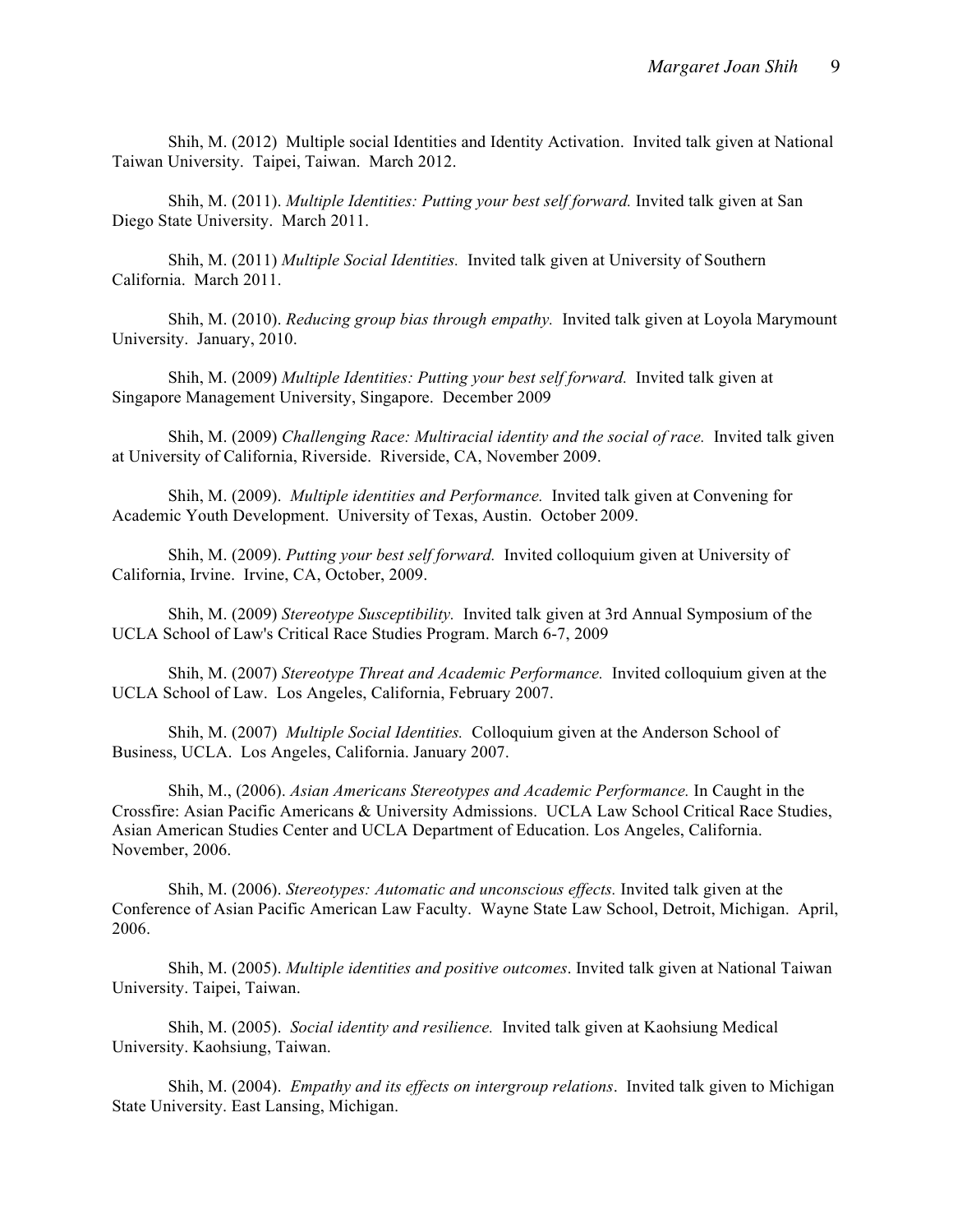Shih, M. (2012) Multiple social Identities and Identity Activation. Invited talk given at National Taiwan University. Taipei, Taiwan. March 2012.

Shih, M. (2011). *Multiple Identities: Putting your best self forward.* Invited talk given at San Diego State University. March 2011.

Shih, M. (2011) *Multiple Social Identities.* Invited talk given at University of Southern California. March 2011.

Shih, M. (2010). *Reducing group bias through empathy.* Invited talk given at Loyola Marymount University. January, 2010.

Shih, M. (2009) *Multiple Identities: Putting your best self forward.* Invited talk given at Singapore Management University, Singapore. December 2009

Shih, M. (2009) *Challenging Race: Multiracial identity and the social of race.* Invited talk given at University of California, Riverside. Riverside, CA, November 2009.

Shih, M. (2009). *Multiple identities and Performance.* Invited talk given at Convening for Academic Youth Development. University of Texas, Austin. October 2009.

Shih, M. (2009). *Putting your best self forward.* Invited colloquium given at University of California, Irvine. Irvine, CA, October, 2009.

Shih, M. (2009) *Stereotype Susceptibility.* Invited talk given at 3rd Annual Symposium of the UCLA School of Law's Critical Race Studies Program. March 6-7, 2009

Shih, M. (2007) *Stereotype Threat and Academic Performance.* Invited colloquium given at the UCLA School of Law. Los Angeles, California, February 2007.

Shih, M. (2007) *Multiple Social Identities.* Colloquium given at the Anderson School of Business, UCLA. Los Angeles, California. January 2007.

Shih, M., (2006). *Asian Americans Stereotypes and Academic Performance.* In Caught in the Crossfire: Asian Pacific Americans & University Admissions. UCLA Law School Critical Race Studies, Asian American Studies Center and UCLA Department of Education. Los Angeles, California. November, 2006.

Shih, M. (2006). *Stereotypes: Automatic and unconscious effects.* Invited talk given at the Conference of Asian Pacific American Law Faculty. Wayne State Law School, Detroit, Michigan. April, 2006.

Shih, M. (2005). *Multiple identities and positive outcomes*. Invited talk given at National Taiwan University. Taipei, Taiwan.

Shih, M. (2005). *Social identity and resilience.* Invited talk given at Kaohsiung Medical University. Kaohsiung, Taiwan.

Shih, M. (2004). *Empathy and its effects on intergroup relations*. Invited talk given to Michigan State University. East Lansing, Michigan.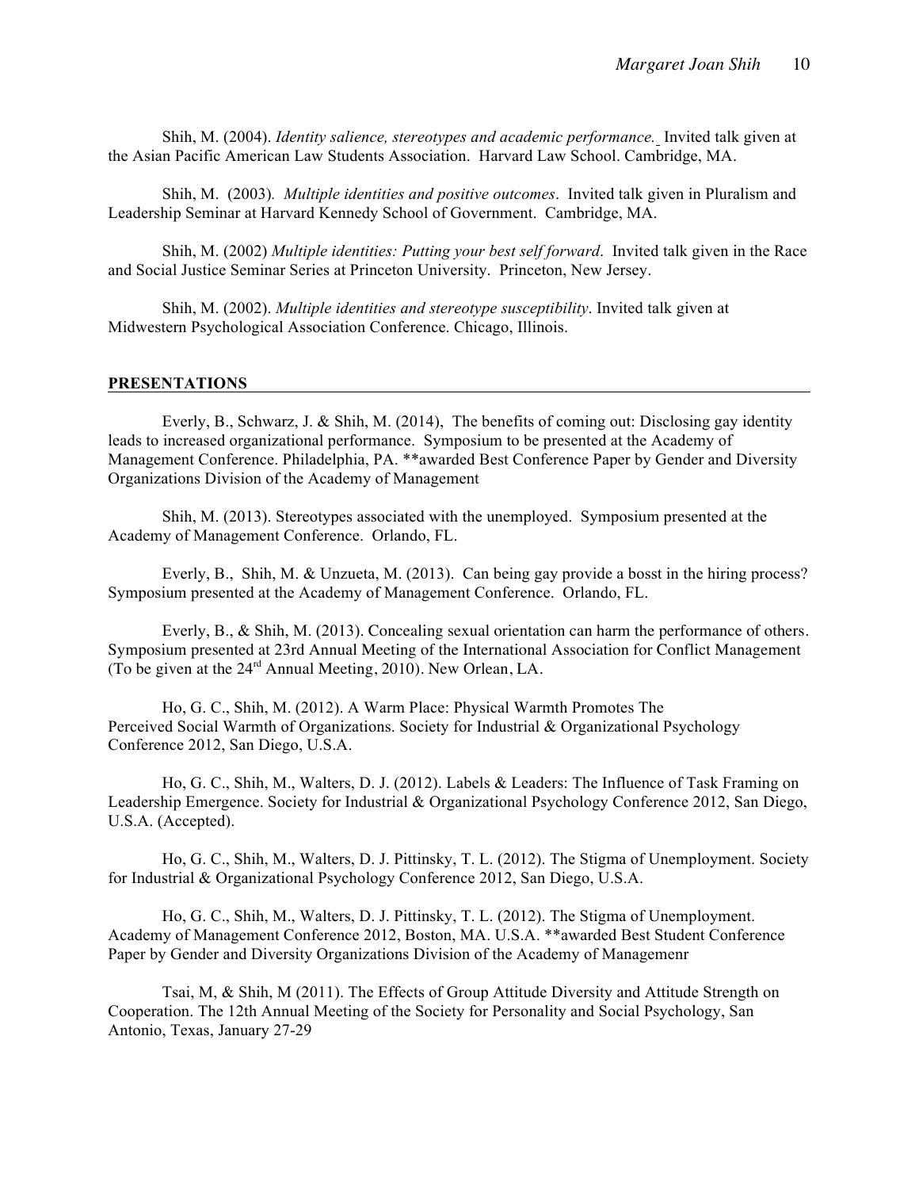Shih, M. (2004). *Identity salience, stereotypes and academic performance.* Invited talk given at the Asian Pacific American Law Students Association. Harvard Law School. Cambridge, MA.

Shih, M. (2003). *Multiple identities and positive outcomes*. Invited talk given in Pluralism and Leadership Seminar at Harvard Kennedy School of Government. Cambridge, MA.

Shih, M. (2002) *Multiple identities: Putting your best self forward*. Invited talk given in the Race and Social Justice Seminar Series at Princeton University. Princeton, New Jersey.

Shih, M. (2002). *Multiple identities and stereotype susceptibility*. Invited talk given at Midwestern Psychological Association Conference. Chicago, Illinois.

## PRESENTATIONS

Everly, B., Schwarz, J. & Shih, M. (2014), The benefits of coming out: Disclosing gay identity leads to increased organizational performance. Symposium to be presented at the Academy of Management Conference. Philadelphia, PA. **awarded Best Conference Paper by Gender and Diversity Organizations Division of the Academy of Management

Shih, M. (2013). Stereotypes associated with the unemployed. Symposium presented at the Academy of Management Conference. Orlando, FL.

Everly, B., Shih, M. & Unzueta, M. (2013). Can being gay provide a bosst in the hiring process? Symposium presented at the Academy of Management Conference. Orlando, FL.

Everly, B., & Shih, M. (2013). Concealing sexual orientation can harm the performance of others. Symposium presented at 23rd Annual Meeting of the International Association for Conflict Management (To be given at the 24rd Annual Meeting, 2010). New Orlean, LA.

Ho, G. C., Shih, M. (2012). A Warm Place: Physical Warmth Promotes The Perceived Social Warmth of Organizations. Society for Industrial & Organizational Psychology Conference 2012, San Diego, U.S.A.

Ho, G. C., Shih, M., Walters, D. J. (2012). Labels & Leaders: The Influence of Task Framing on Leadership Emergence. Society for Industrial & Organizational Psychology Conference 2012, San Diego, U.S.A. (Accepted).

Ho, G. C., Shih, M., Walters, D. J. Pittinsky, T. L. (2012). The Stigma of Unemployment. Society for Industrial & Organizational Psychology Conference 2012, San Diego, U.S.A.

Ho, G. C., Shih, M., Walters, D. J. Pittinsky, T. L. (2012). The Stigma of Unemployment. Academy of Management Conference 2012, Boston, MA. U.S.A. **awarded Best Student Conference Paper by Gender and Diversity Organizations Division of the Academy of Managemenr

Tsai, M, & Shih, M (2011). The Effects of Group Attitude Diversity and Attitude Strength on Cooperation. The 12th Annual Meeting of the Society for Personality and Social Psychology, San Antonio, Texas, January 27-29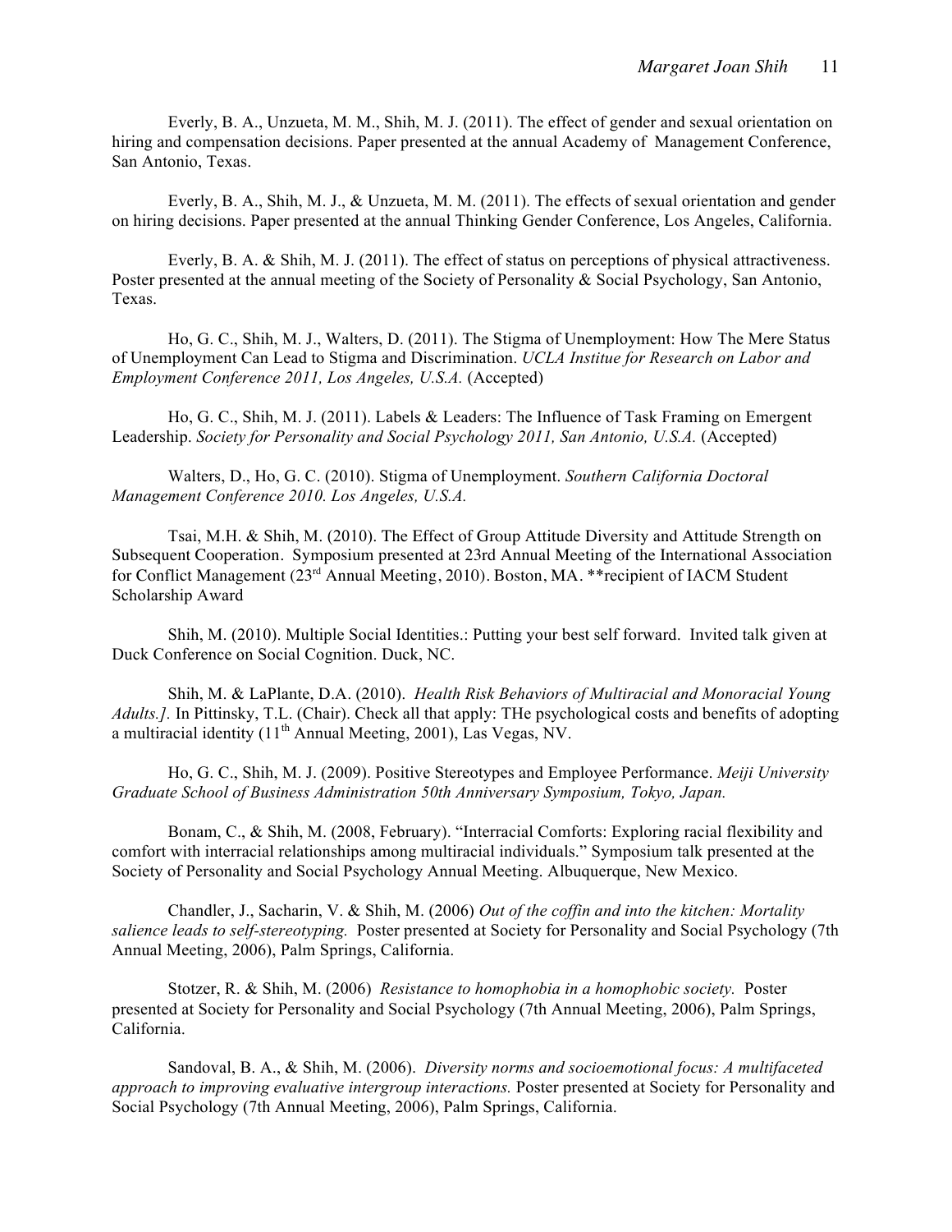Everly, B. A., Unzueta, M. M., Shih, M. J. (2011). The effect of gender and sexual orientation on hiring and compensation decisions. Paper presented at the annual Academy of Management Conference, San Antonio, Texas.

Everly, B. A., Shih, M. J., & Unzueta, M. M. (2011). The effects of sexual orientation and gender on hiring decisions. Paper presented at the annual Thinking Gender Conference, Los Angeles, California.

Everly, B. A. & Shih, M. J. (2011). The effect of status on perceptions of physical attractiveness. Poster presented at the annual meeting of the Society of Personality & Social Psychology, San Antonio, Texas.

Ho, G. C., Shih, M. J., Walters, D. (2011). The Stigma of Unemployment: How The Mere Status of Unemployment Can Lead to Stigma and Discrimination. *UCLA Institue for Research on Labor and Employment Conference 2011, Los Angeles, U.S.A.* (Accepted)

Ho, G. C., Shih, M. J. (2011). Labels & Leaders: The Influence of Task Framing on Emergent Leadership. *Society for Personality and Social Psychology 2011, San Antonio, U.S.A.* (Accepted)

Walters, D., Ho, G. C. (2010). Stigma of Unemployment. *Southern California Doctoral Management Conference 2010. Los Angeles, U.S.A.*

Tsai, M.H. & Shih, M. (2010). The Effect of Group Attitude Diversity and Attitude Strength on Subsequent Cooperation. Symposium presented at 23rd Annual Meeting of the International Association for Conflict Management (23rd Annual Meeting, 2010). Boston, MA. **recipient of IACM Student Scholarship Award

Shih, M. (2010). Multiple Social Identities.: Putting your best self forward. Invited talk given at Duck Conference on Social Cognition. Duck, NC.

Shih, M. & LaPlante, D.A. (2010). *Health Risk Behaviors of Multiracial and Monoracial Young Adults.].* In Pittinsky, T.L. (Chair). Check all that apply: THe psychological costs and benefits of adopting a multiracial identity (11th Annual Meeting, 2001), Las Vegas, NV.

Ho, G. C., Shih, M. J. (2009). Positive Stereotypes and Employee Performance. *Meiji University Graduate School of Business Administration 50th Anniversary Symposium, Tokyo, Japan.*

Bonam, C., & Shih, M. (2008, February). "Interracial Comforts: Exploring racial flexibility and comfort with interracial relationships among multiracial individuals." Symposium talk presented at the Society of Personality and Social Psychology Annual Meeting. Albuquerque, New Mexico.

Chandler, J., Sacharin, V. & Shih, M. (2006) *Out of the coffin and into the kitchen: Mortality salience leads to self-stereotyping.* Poster presented at Society for Personality and Social Psychology (7th Annual Meeting, 2006), Palm Springs, California.

Stotzer, R. & Shih, M. (2006) *Resistance to homophobia in a homophobic society.* Poster presented at Society for Personality and Social Psychology (7th Annual Meeting, 2006), Palm Springs, California.

Sandoval, B. A., & Shih, M. (2006). *Diversity norms and socioemotional focus: A multifaceted approach to improving evaluative intergroup interactions.* Poster presented at Society for Personality and Social Psychology (7th Annual Meeting, 2006), Palm Springs, California.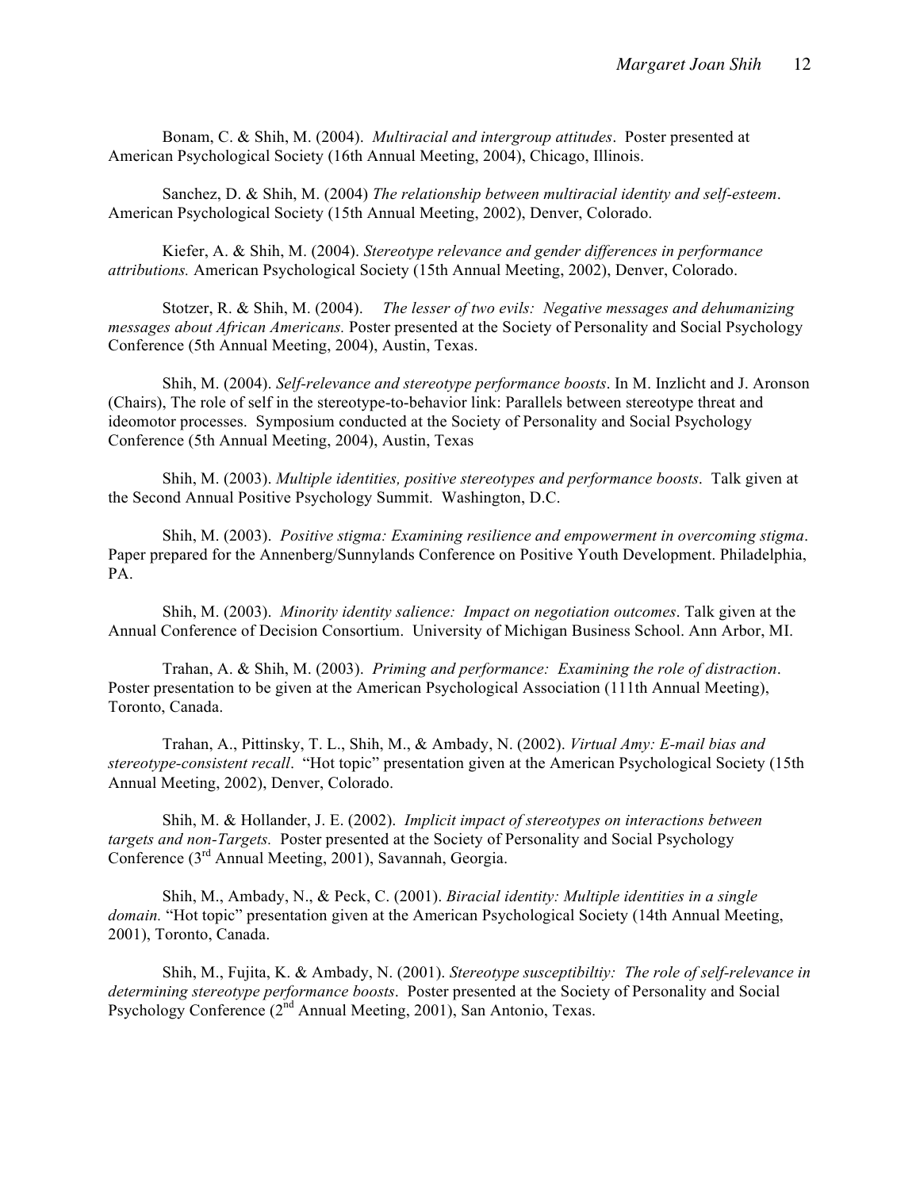Bonam, C. & Shih, M. (2004). *Multiracial and intergroup attitudes*. Poster presented at American Psychological Society (16th Annual Meeting, 2004), Chicago, Illinois.

Sanchez, D. & Shih, M. (2004) *The relationship between multiracial identity and self-esteem*. American Psychological Society (15th Annual Meeting, 2002), Denver, Colorado.

Kiefer, A. & Shih, M. (2004). *Stereotype relevance and gender differences in performance attributions.* American Psychological Society (15th Annual Meeting, 2002), Denver, Colorado.

Stotzer, R. & Shih, M. (2004). *The lesser of two evils: Negative messages and dehumanizing messages about African Americans.* Poster presented at the Society of Personality and Social Psychology Conference (5th Annual Meeting, 2004), Austin, Texas.

Shih, M. (2004). *Self-relevance and stereotype performance boosts*. In M. Inzlicht and J. Aronson (Chairs), The role of self in the stereotype-to-behavior link: Parallels between stereotype threat and ideomotor processes. Symposium conducted at the Society of Personality and Social Psychology Conference (5th Annual Meeting, 2004), Austin, Texas

Shih, M. (2003). *Multiple identities, positive stereotypes and performance boosts*. Talk given at the Second Annual Positive Psychology Summit. Washington, D.C.

Shih, M. (2003). *Positive stigma: Examining resilience and empowerment in overcoming stigma*. Paper prepared for the Annenberg/Sunnylands Conference on Positive Youth Development. Philadelphia, PA.

Shih, M. (2003). *Minority identity salience: Impact on negotiation outcomes*. Talk given at the Annual Conference of Decision Consortium. University of Michigan Business School. Ann Arbor, MI.

Trahan, A. & Shih, M. (2003). *Priming and performance: Examining the role of distraction*. Poster presentation to be given at the American Psychological Association (111th Annual Meeting), Toronto, Canada.

Trahan, A., Pittinsky, T. L., Shih, M., & Ambady, N. (2002). *Virtual Amy: E-mail bias and stereotype-consistent recall*. "Hot topic" presentation given at the American Psychological Society (15th Annual Meeting, 2002), Denver, Colorado.

Shih, M. & Hollander, J. E. (2002). *Implicit impact of stereotypes on interactions between targets and non-Targets.* Poster presented at the Society of Personality and Social Psychology Conference (3rd Annual Meeting, 2001), Savannah, Georgia.

Shih, M., Ambady, N., & Peck, C. (2001). *Biracial identity: Multiple identities in a single domain.* "Hot topic" presentation given at the American Psychological Society (14th Annual Meeting, 2001), Toronto, Canada.

Shih, M., Fujita, K. & Ambady, N. (2001). *Stereotype susceptibiltiy: The role of self-relevance in determining stereotype performance boosts*. Poster presented at the Society of Personality and Social Psychology Conference (2nd Annual Meeting, 2001), San Antonio, Texas.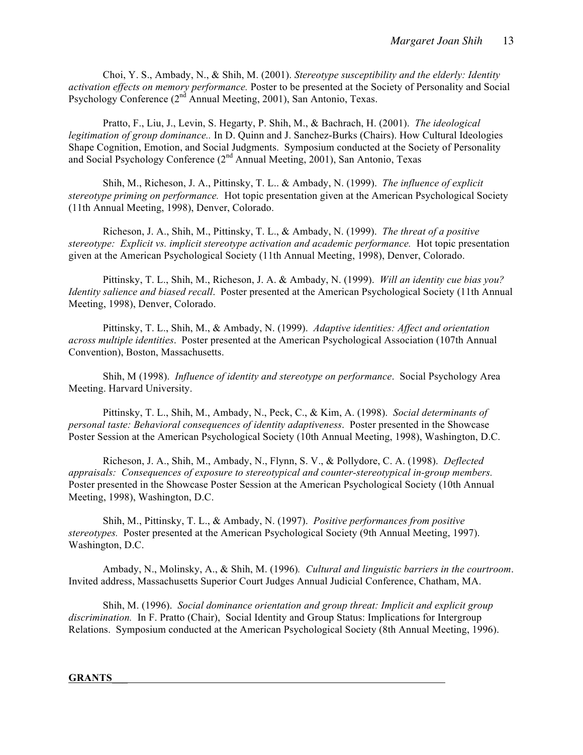Choi, Y. S., Ambady, N., & Shih, M. (2001). *Stereotype susceptibility and the elderly: Identity activation effects on memory performance.* Poster to be presented at the Society of Personality and Social Psychology Conference (2nd Annual Meeting, 2001), San Antonio, Texas.

Pratto, F., Liu, J., Levin, S. Hegarty, P. Shih, M., & Bachrach, H. (2001). *The ideological legitimation of group dominance..* In D. Quinn and J. Sanchez-Burks (Chairs). How Cultural Ideologies Shape Cognition, Emotion, and Social Judgments. Symposium conducted at the Society of Personality and Social Psychology Conference (2nd Annual Meeting, 2001), San Antonio, Texas

Shih, M., Richeson, J. A., Pittinsky, T. L.. & Ambady, N. (1999). *The influence of explicit stereotype priming on performance.* Hot topic presentation given at the American Psychological Society (11th Annual Meeting, 1998), Denver, Colorado.

Richeson, J. A., Shih, M., Pittinsky, T. L., & Ambady, N. (1999). *The threat of a positive stereotype: Explicit vs. implicit stereotype activation and academic performance.* Hot topic presentation given at the American Psychological Society (11th Annual Meeting, 1998), Denver, Colorado.

Pittinsky, T. L., Shih, M., Richeson, J. A. & Ambady, N. (1999). *Will an identity cue bias you? Identity salience and biased recall*. Poster presented at the American Psychological Society (11th Annual Meeting, 1998), Denver, Colorado.

Pittinsky, T. L., Shih, M., & Ambady, N. (1999). *Adaptive identities: Affect and orientation across multiple identities*. Poster presented at the American Psychological Association (107th Annual Convention), Boston, Massachusetts.

Shih, M (1998). *Influence of identity and stereotype on performance*. Social Psychology Area Meeting. Harvard University.

Pittinsky, T. L., Shih, M., Ambady, N., Peck, C., & Kim, A. (1998). *Social determinants of personal taste: Behavioral consequences of identity adaptiveness*. Poster presented in the Showcase Poster Session at the American Psychological Society (10th Annual Meeting, 1998), Washington, D.C.

Richeson, J. A., Shih, M., Ambady, N., Flynn, S. V., & Pollydore, C. A. (1998). *Deflected appraisals: Consequences of exposure to stereotypical and counter-stereotypical in-group members.* Poster presented in the Showcase Poster Session at the American Psychological Society (10th Annual Meeting, 1998), Washington, D.C.

Shih, M., Pittinsky, T. L., & Ambady, N. (1997). *Positive performances from positive stereotypes.* Poster presented at the American Psychological Society (9th Annual Meeting, 1997). Washington, D.C.

Ambady, N., Molinsky, A., & Shih, M. (1996). *Cultural and linguistic barriers in the courtroom*. Invited address, Massachusetts Superior Court Judges Annual Judicial Conference, Chatham, MA.

Shih, M. (1996). *Social dominance orientation and group threat: Implicit and explicit group discrimination.* In F. Pratto (Chair), Social Identity and Group Status: Implications for Intergroup Relations. Symposium conducted at the American Psychological Society (8th Annual Meeting, 1996).

## GRANTS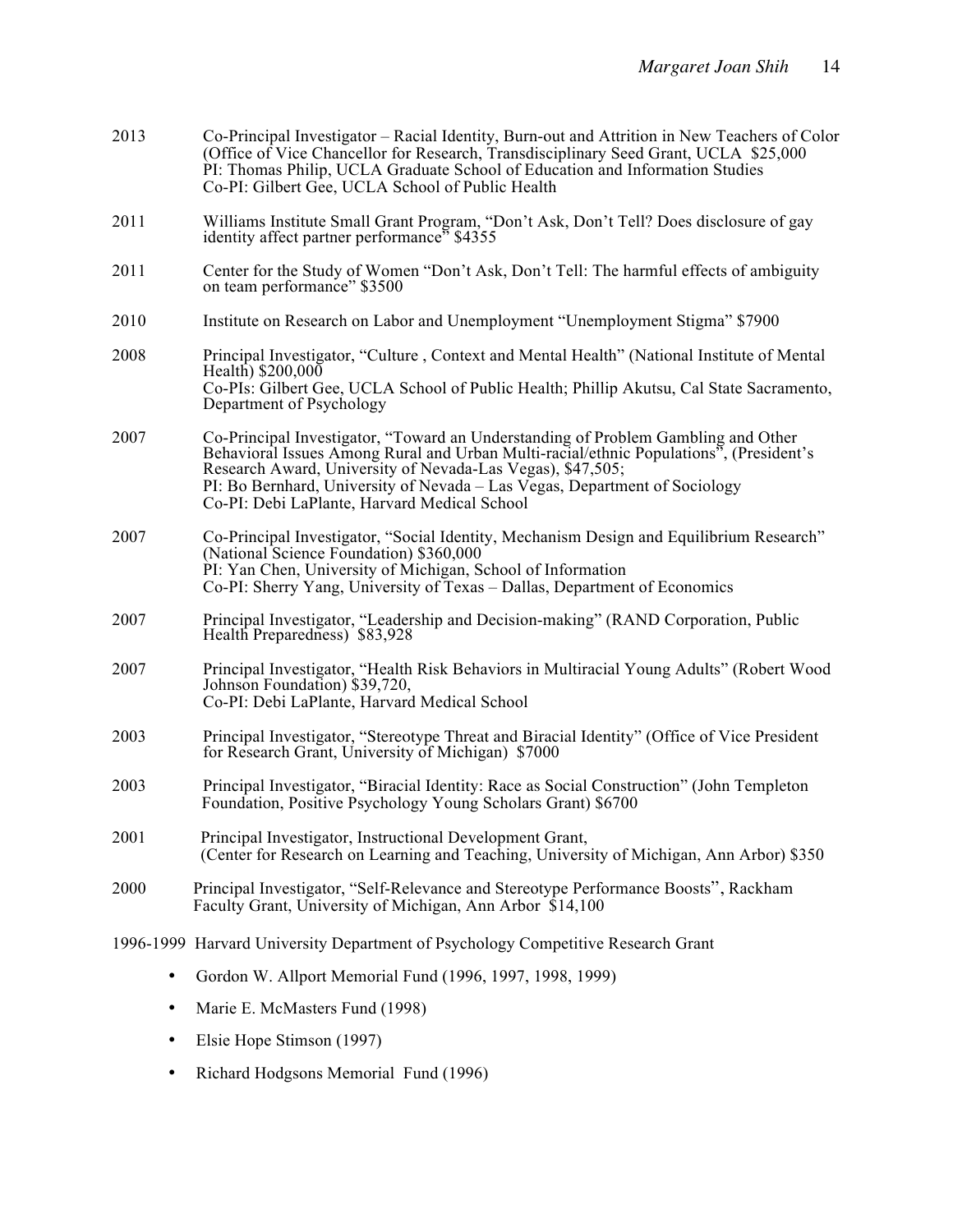2013 Co-Principal Investigator – Racial Identity, Burn-out and Attrition in New Teachers of Color (Office of Vice Chancellor for Research, Transdisciplinary Seed Grant, UCLA $25,000
PI: Thomas Philip, UCLA Graduate School of Education and Information Studies
Co-PI: Gilbert Gee, UCLA School of Public Health

2011 Williams Institute Small Grant Program, "Don't Ask, Don't Tell? Does disclosure of gay identity affect partner performance" $4355

2011 Center for the Study of Women "Don't Ask, Don't Tell: The harmful effects of ambiguity on team performance" $3500

2010 Institute on Research on Labor and Unemployment "Unemployment Stigma" $7900

2008 Principal Investigator, "Culture , Context and Mental Health" (National Institute of Mental Health) $200,000
Co-PIs: Gilbert Gee, UCLA School of Public Health; Phillip Akutsu, Cal State Sacramento, Department of Psychology

2007 Co-Principal Investigator, "Toward an Understanding of Problem Gambling and Other Behavioral Issues Among Rural and Urban Multi-racial/ethnic Populations", (President's Research Award, University of Nevada-Las Vegas), $47,505;
PI: Bo Bernhard, University of Nevada – Las Vegas, Department of Sociology
Co-PI: Debi LaPlante, Harvard Medical School

2007 Co-Principal Investigator, "Social Identity, Mechanism Design and Equilibrium Research" (National Science Foundation) $360,000
PI: Yan Chen, University of Michigan, School of Information
Co-PI: Sherry Yang, University of Texas – Dallas, Department of Economics

2007 Principal Investigator, "Leadership and Decision-making" (RAND Corporation, Public Health Preparedness) $83,928

2007 Principal Investigator, "Health Risk Behaviors in Multiracial Young Adults" (Robert Wood Johnson Foundation) $39,720,
Co-PI: Debi LaPlante, Harvard Medical School

2003 Principal Investigator, "Stereotype Threat and Biracial Identity" (Office of Vice President for Research Grant, University of Michigan) $7000

2003 Principal Investigator, "Biracial Identity: Race as Social Construction" (John Templeton Foundation, Positive Psychology Young Scholars Grant) $6700

2001 Principal Investigator, Instructional Development Grant,
(Center for Research on Learning and Teaching, University of Michigan, Ann Arbor) $350

2000 Principal Investigator, "Self-Relevance and Stereotype Performance Boosts", Rackham Faculty Grant, University of Michigan, Ann Arbor $14,100

1996-1999 Harvard University Department of Psychology Competitive Research Grant

- Gordon W. Allport Memorial Fund (1996, 1997, 1998, 1999)
- Marie E. McMasters Fund (1998)
- Elsie Hope Stimson (1997)
- Richard Hodgsons Memorial Fund (1996)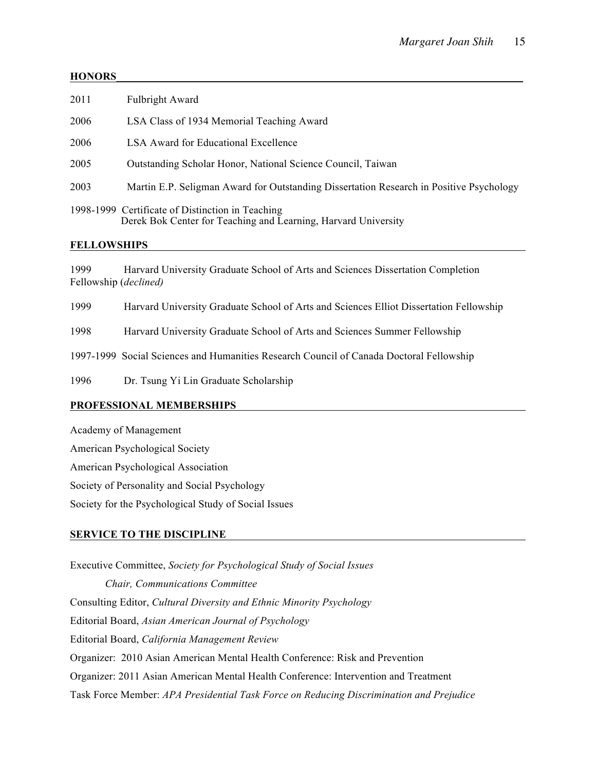## HONORS

2011 Fulbright Award

2006 LSA Class of 1934 Memorial Teaching Award

2006 LSA Award for Educational Excellence

2005 Outstanding Scholar Honor, National Science Council, Taiwan

2003 Martin E.P. Seligman Award for Outstanding Dissertation Research in Positive Psychology

1998-1999 Certificate of Distinction in Teaching
Derek Bok Center for Teaching and Learning, Harvard University

## FELLOWSHIPS

1999 Harvard University Graduate School of Arts and Sciences Dissertation Completion Fellowship (*declined)*

1999 Harvard University Graduate School of Arts and Sciences Elliot Dissertation Fellowship

1998 Harvard University Graduate School of Arts and Sciences Summer Fellowship

1997-1999 Social Sciences and Humanities Research Council of Canada Doctoral Fellowship

1996 Dr. Tsung Yi Lin Graduate Scholarship

## PROFESSIONAL MEMBERSHIPS

Academy of Management

American Psychological Society

American Psychological Association

Society of Personality and Social Psychology

Society for the Psychological Study of Social Issues

## SERVICE TO THE DISCIPLINE

Executive Committee, *Society for Psychological Study of Social Issues*

*Chair, Communications Committee*

Consulting Editor, *Cultural Diversity and Ethnic Minority Psychology*

Editorial Board, *Asian American Journal of Psychology*

Editorial Board, *California Management Review*

Organizer: 2010 Asian American Mental Health Conference: Risk and Prevention

Organizer: 2011 Asian American Mental Health Conference: Intervention and Treatment

Task Force Member: *APA Presidential Task Force on Reducing Discrimination and Prejudice*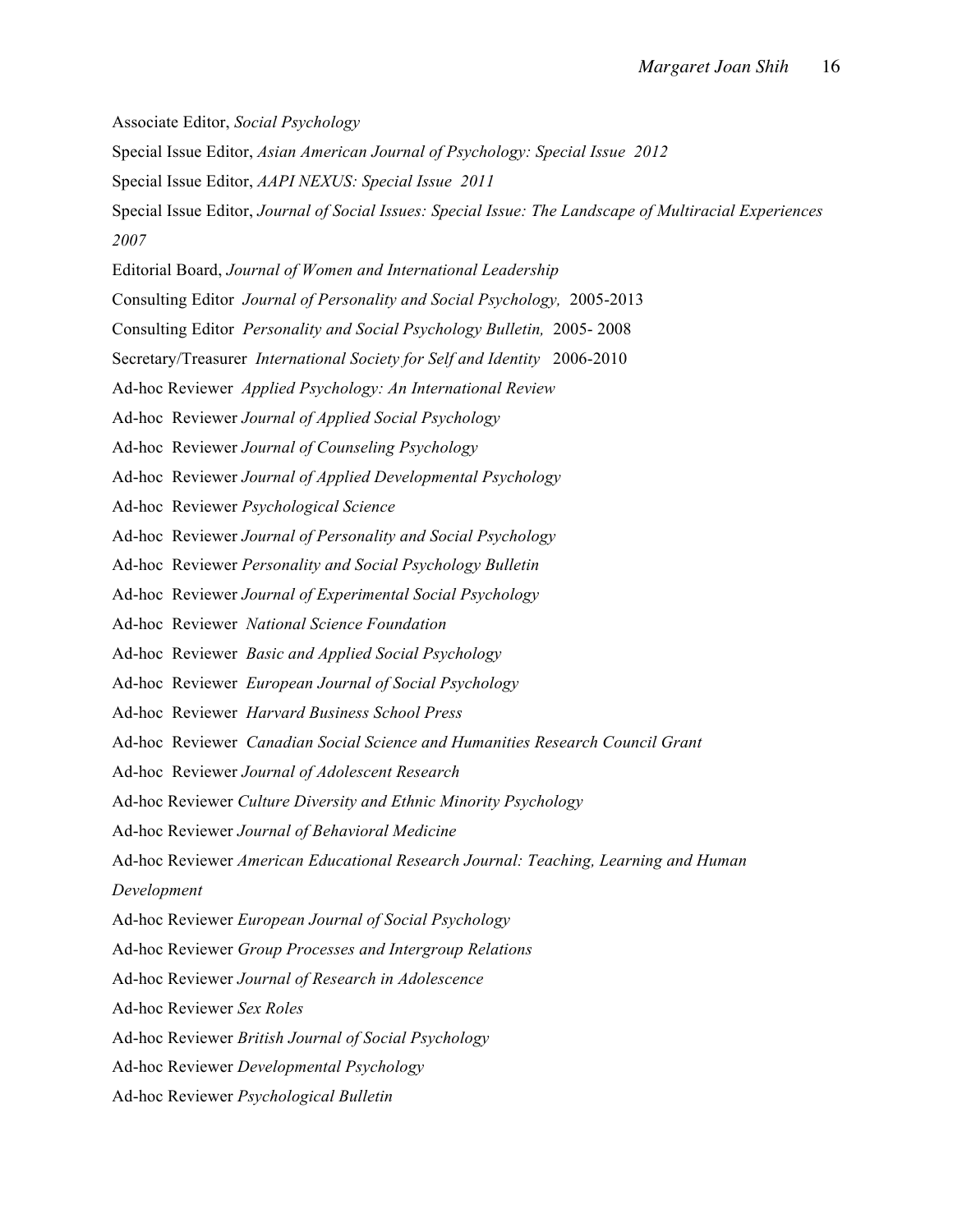Associate Editor, *Social Psychology*

Special Issue Editor, *Asian American Journal of Psychology: Special Issue 2012*

Special Issue Editor, *AAPI NEXUS: Special Issue 2011*

Special Issue Editor, *Journal of Social Issues: Special Issue: The Landscape of Multiracial Experiences 2007*

Editorial Board, *Journal of Women and International Leadership*

Consulting Editor *Journal of Personality and Social Psychology,* 2005-2013

Consulting Editor *Personality and Social Psychology Bulletin,* 2005- 2008

Secretary/Treasurer *International Society for Self and Identity* 2006-2010

Ad-hoc Reviewer *Applied Psychology: An International Review*

Ad-hoc Reviewer *Journal of Applied Social Psychology*

Ad-hoc Reviewer *Journal of Counseling Psychology*

Ad-hoc Reviewer *Journal of Applied Developmental Psychology*

Ad-hoc Reviewer *Psychological Science*

Ad-hoc Reviewer *Journal of Personality and Social Psychology*

Ad-hoc Reviewer *Personality and Social Psychology Bulletin*

Ad-hoc Reviewer *Journal of Experimental Social Psychology*

Ad-hoc Reviewer *National Science Foundation*

Ad-hoc Reviewer *Basic and Applied Social Psychology*

Ad-hoc Reviewer *European Journal of Social Psychology*

Ad-hoc Reviewer *Harvard Business School Press*

Ad-hoc Reviewer *Canadian Social Science and Humanities Research Council Grant*

Ad-hoc Reviewer *Journal of Adolescent Research*

Ad-hoc Reviewer *Culture Diversity and Ethnic Minority Psychology*

Ad-hoc Reviewer *Journal of Behavioral Medicine*

Ad-hoc Reviewer *American Educational Research Journal: Teaching, Learning and Human Development*

Ad-hoc Reviewer *European Journal of Social Psychology*

Ad-hoc Reviewer *Group Processes and Intergroup Relations*

Ad-hoc Reviewer *Journal of Research in Adolescence*

Ad-hoc Reviewer *Sex Roles*

Ad-hoc Reviewer *British Journal of Social Psychology*

Ad-hoc Reviewer *Developmental Psychology*

Ad-hoc Reviewer *Psychological Bulletin*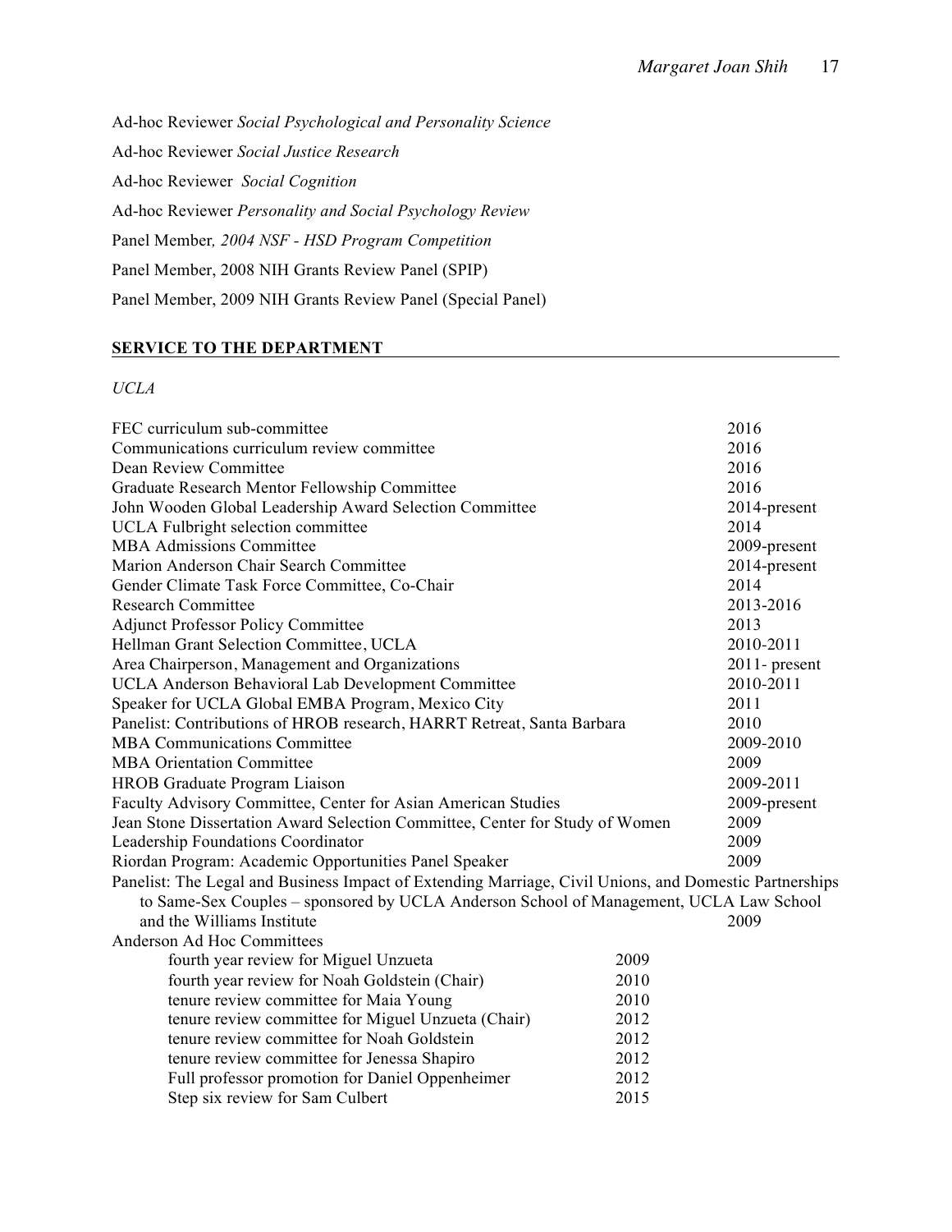Ad-hoc Reviewer *Social Psychological and Personality Science*

Ad-hoc Reviewer *Social Justice Research*

Ad-hoc Reviewer *Social Cognition*

Ad-hoc Reviewer *Personality and Social Psychology Review*

Panel Member*, 2004 NSF - HSD Program Competition*

Panel Member, 2008 NIH Grants Review Panel (SPIP)

Panel Member, 2009 NIH Grants Review Panel (Special Panel)

## SERVICE TO THE DEPARTMENT

*UCLA*

| | |
|---|---|
| FEC curriculum sub-committee | 2016 |
| Communications curriculum review committee | 2016 |
| Dean Review Committee | 2016 |
| Graduate Research Mentor Fellowship Committee | 2016 |
| John Wooden Global Leadership Award Selection Committee | 2014-present |
| UCLA Fulbright selection committee | 2014 |
| MBA Admissions Committee | 2009-present |
| Marion Anderson Chair Search Committee | 2014-present |
| Gender Climate Task Force Committee, Co-Chair | 2014 |
| Research Committee | 2013-2016 |
| Adjunct Professor Policy Committee | 2013 |
| Hellman Grant Selection Committee, UCLA | 2010-2011 |
| Area Chairperson, Management and Organizations | 2011- present |
| UCLA Anderson Behavioral Lab Development Committee | 2010-2011 |
| Speaker for UCLA Global EMBA Program, Mexico City | 2011 |
| Panelist: Contributions of HROB research, HARRT Retreat, Santa Barbara | 2010 |
| MBA Communications Committee | 2009-2010 |
| MBA Orientation Committee | 2009 |
| HROB Graduate Program Liaison | 2009-2011 |
| Faculty Advisory Committee, Center for Asian American Studies | 2009-present |
| Jean Stone Dissertation Award Selection Committee, Center for Study of Women | 2009 |
| Leadership Foundations Coordinator | 2009 |
| Riordan Program: Academic Opportunities Panel Speaker | 2009 |
| Panelist: The Legal and Business Impact of Extending Marriage, Civil Unions, and Domestic Partnerships to Same-Sex Couples – sponsored by UCLA Anderson School of Management, UCLA Law School and the Williams Institute | 2009 |

Anderson Ad Hoc Committees

| | |
|---|---|
| fourth year review for Miguel Unzueta | 2009 |
| fourth year review for Noah Goldstein (Chair) | 2010 |
| tenure review committee for Maia Young | 2010 |
| tenure review committee for Miguel Unzueta (Chair) | 2012 |
| tenure review committee for Noah Goldstein | 2012 |
| tenure review committee for Jenessa Shapiro | 2012 |
| Full professor promotion for Daniel Oppenheimer | 2012 |
| Step six review for Sam Culbert | 2015 |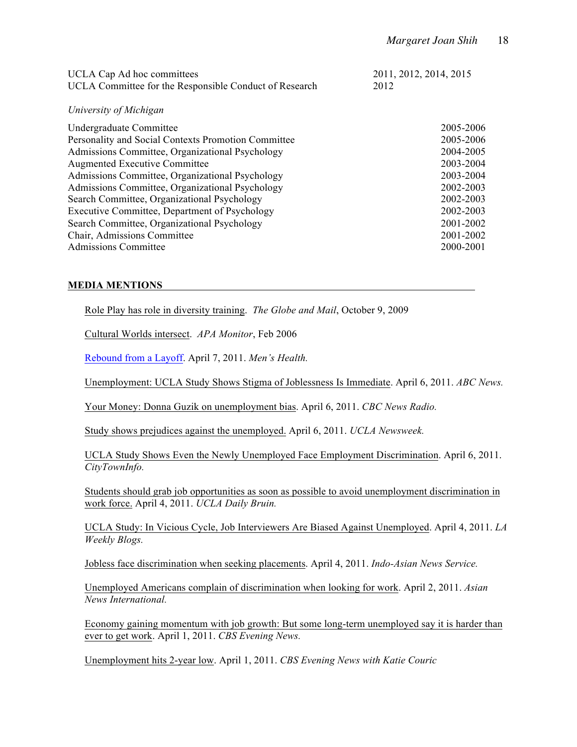| | |
|---|---|
| UCLA Cap Ad hoc committees | 2011, 2012, 2014, 2015 |
| UCLA Committee for the Responsible Conduct of Research | 2012 |

*University of Michigan*

| | |
|---|---|
| Undergraduate Committee | 2005-2006 |
| Personality and Social Contexts Promotion Committee | 2005-2006 |
| Admissions Committee, Organizational Psychology | 2004-2005 |
| Augmented Executive Committee | 2003-2004 |
| Admissions Committee, Organizational Psychology | 2003-2004 |
| Admissions Committee, Organizational Psychology | 2002-2003 |
| Search Committee, Organizational Psychology | 2002-2003 |
| Executive Committee, Department of Psychology | 2002-2003 |
| Search Committee, Organizational Psychology | 2001-2002 |
| Chair, Admissions Committee | 2001-2002 |
| Admissions Committee | 2000-2001 |

## MEDIA MENTIONS

Role Play has role in diversity training. *The Globe and Mail*, October 9, 2009

Cultural Worlds intersect. *APA Monitor*, Feb 2006

Rebound from a Layoff. April 7, 2011. *Men's Health.*

Unemployment: UCLA Study Shows Stigma of Joblessness Is Immediate. April 6, 2011. *ABC News.*

Your Money: Donna Guzik on unemployment bias. April 6, 2011. *CBC News Radio.*

Study shows prejudices against the unemployed. April 6, 2011. *UCLA Newsweek.*

UCLA Study Shows Even the Newly Unemployed Face Employment Discrimination. April 6, 2011. *CityTownInfo.*

Students should grab job opportunities as soon as possible to avoid unemployment discrimination in work force. April 4, 2011. *UCLA Daily Bruin.*

UCLA Study: In Vicious Cycle, Job Interviewers Are Biased Against Unemployed. April 4, 2011. *LA Weekly Blogs.*

Jobless face discrimination when seeking placements. April 4, 2011. *Indo-Asian News Service.*

Unemployed Americans complain of discrimination when looking for work. April 2, 2011. *Asian News International.*

Economy gaining momentum with job growth: But some long-term unemployed say it is harder than ever to get work. April 1, 2011. *CBS Evening News.*

Unemployment hits 2-year low. April 1, 2011. *CBS Evening News with Katie Couric*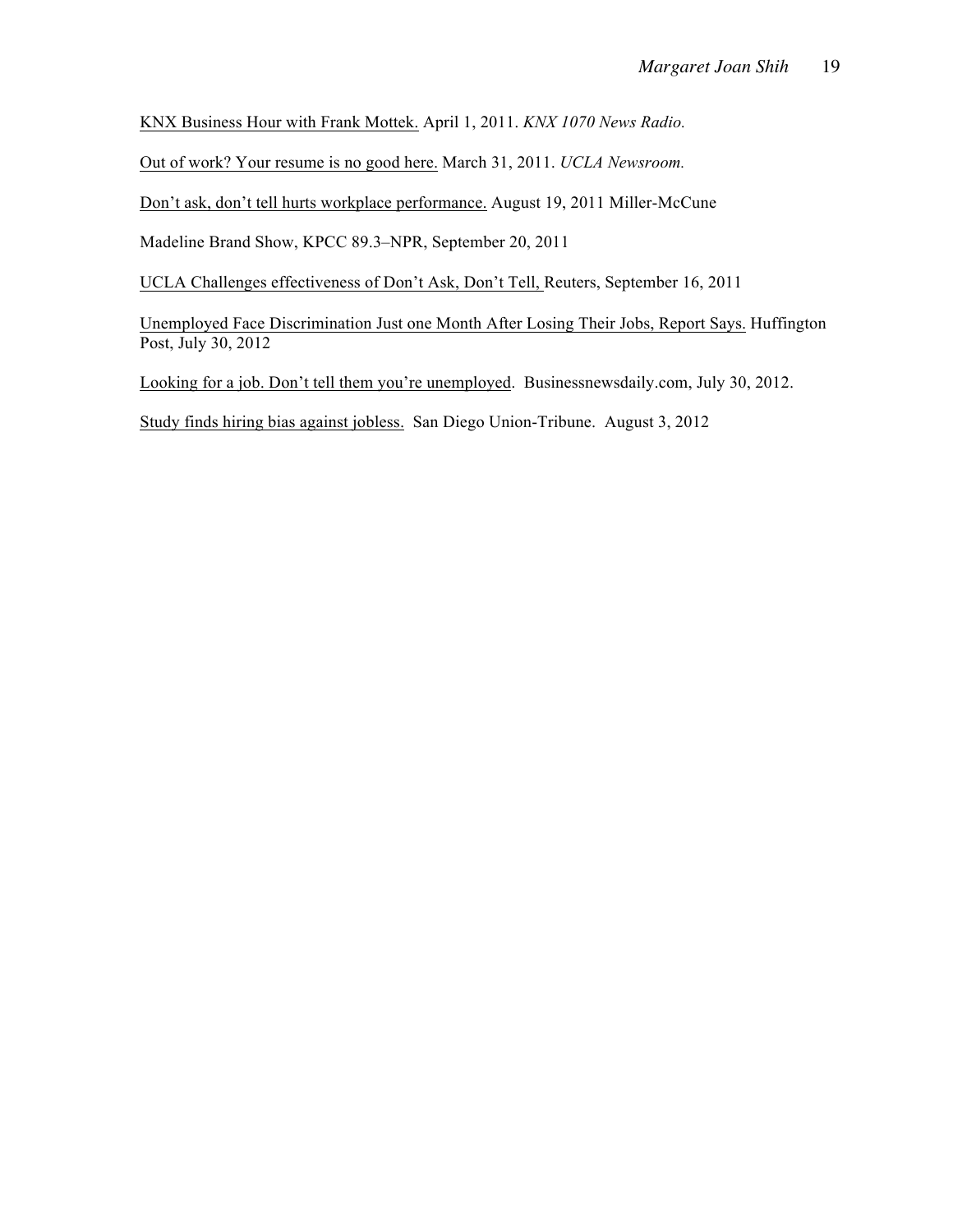<u>KNX Business Hour with Frank Mottek.</u> April 1, 2011. *KNX 1070 News Radio.*

<u>Out of work? Your resume is no good here.</u> March 31, 2011. *UCLA Newsroom.*

<u>Don't ask, don't tell hurts workplace performance.</u> August 19, 2011 Miller-McCune

Madeline Brand Show, KPCC 89.3–NPR, September 20, 2011

<u>UCLA Challenges effectiveness of Don't Ask, Don't Tell,</u> Reuters, September 16, 2011

<u>Unemployed Face Discrimination Just one Month After Losing Their Jobs, Report Says.</u> Huffington Post, July 30, 2012

<u>Looking for a job. Don't tell them you're unemployed</u>. Businessnewsdaily.com, July 30, 2012.

<u>Study finds hiring bias against jobless.</u> San Diego Union-Tribune. August 3, 2012